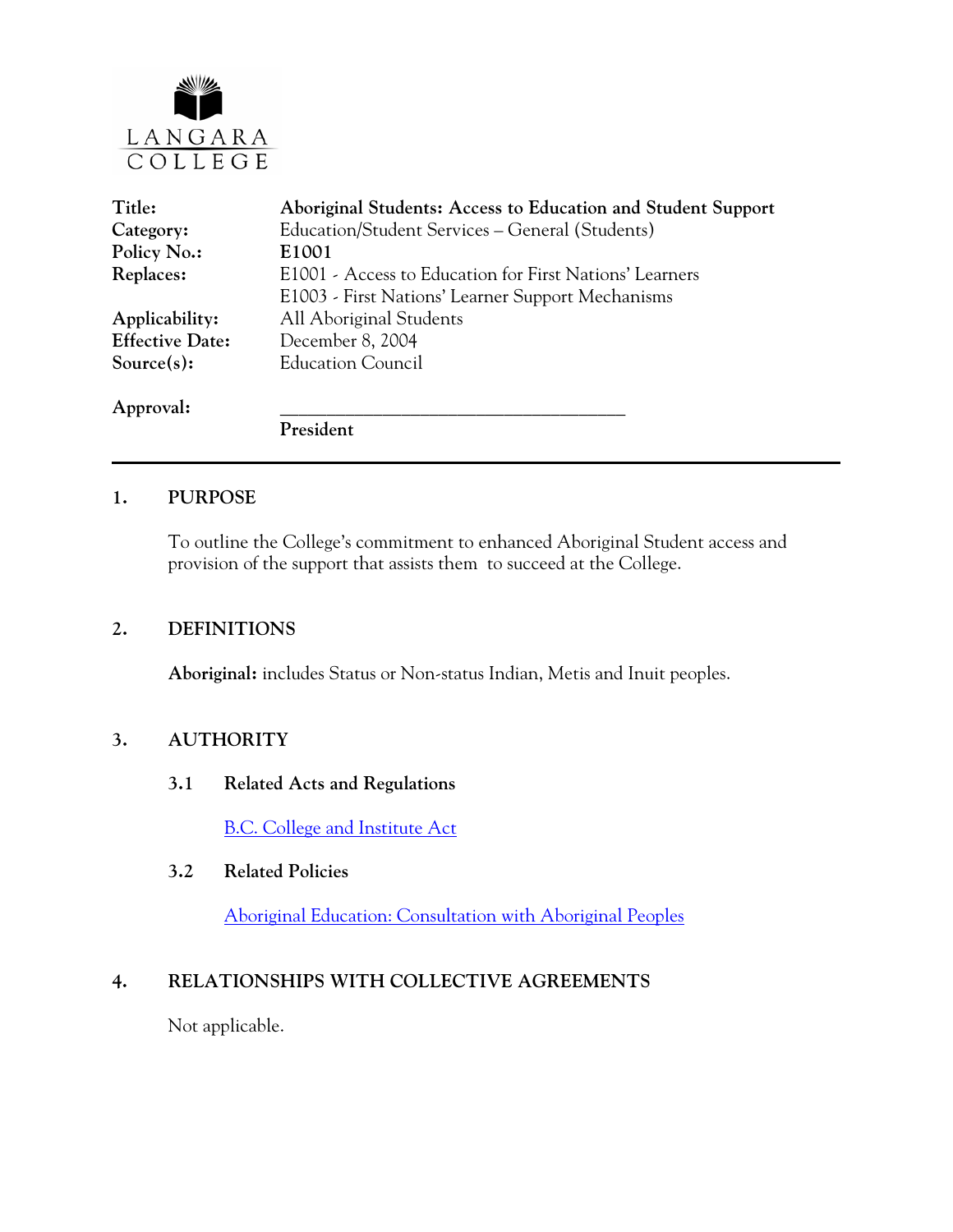LANGARA COLLEGE

| | |
|---|---|
| **Title:** | **Aboriginal Students: Access to Education and Student Support** |
| **Category:** | Education/Student Services – General (Students) |
| **Policy No.:** | **E1001** |
| **Replaces:** | E1001 - Access to Education for First Nations' Learners<br>E1003 - First Nations' Learner Support Mechanisms |
| **Applicability:** | All Aboriginal Students |
| **Effective Date:** | December 8, 2004 |
| **Source(s):** | Education Council |
| **Approval:** | ______________________________________<br>**President** |

## 1. PURPOSE

To outline the College's commitment to enhanced Aboriginal Student access and provision of the support that assists them to succeed at the College.

## 2. DEFINITIONS

**Aboriginal:** includes Status or Non-status Indian, Metis and Inuit peoples.

## 3. AUTHORITY

### 3.1 Related Acts and Regulations

B.C. College and Institute Act

### 3.2 Related Policies

Aboriginal Education: Consultation with Aboriginal Peoples

## 4. RELATIONSHIPS WITH COLLECTIVE AGREEMENTS

Not applicable.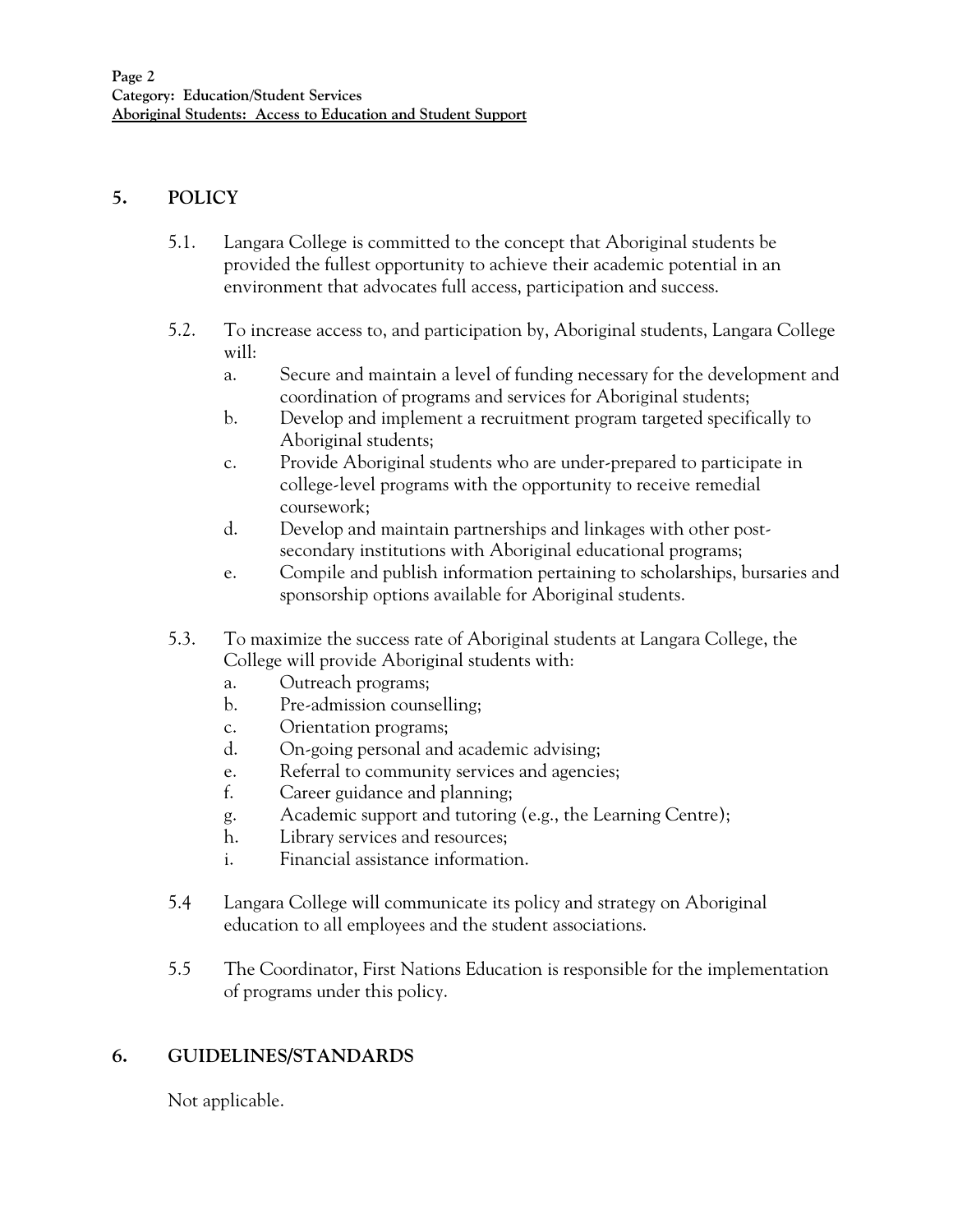## 5. POLICY

5.1. Langara College is committed to the concept that Aboriginal students be provided the fullest opportunity to achieve their academic potential in an environment that advocates full access, participation and success.

5.2. To increase access to, and participation by, Aboriginal students, Langara College will:

a. Secure and maintain a level of funding necessary for the development and coordination of programs and services for Aboriginal students;

b. Develop and implement a recruitment program targeted specifically to Aboriginal students;

c. Provide Aboriginal students who are under-prepared to participate in college-level programs with the opportunity to receive remedial coursework;

d. Develop and maintain partnerships and linkages with other post-secondary institutions with Aboriginal educational programs;

e. Compile and publish information pertaining to scholarships, bursaries and sponsorship options available for Aboriginal students.

5.3. To maximize the success rate of Aboriginal students at Langara College, the College will provide Aboriginal students with:

a. Outreach programs;

b. Pre-admission counselling;

c. Orientation programs;

d. On-going personal and academic advising;

e. Referral to community services and agencies;

f. Career guidance and planning;

g. Academic support and tutoring (e.g., the Learning Centre);

h. Library services and resources;

i. Financial assistance information.

5.4 Langara College will communicate its policy and strategy on Aboriginal education to all employees and the student associations.

5.5 The Coordinator, First Nations Education is responsible for the implementation of programs under this policy.

## 6. GUIDELINES/STANDARDS

Not applicable.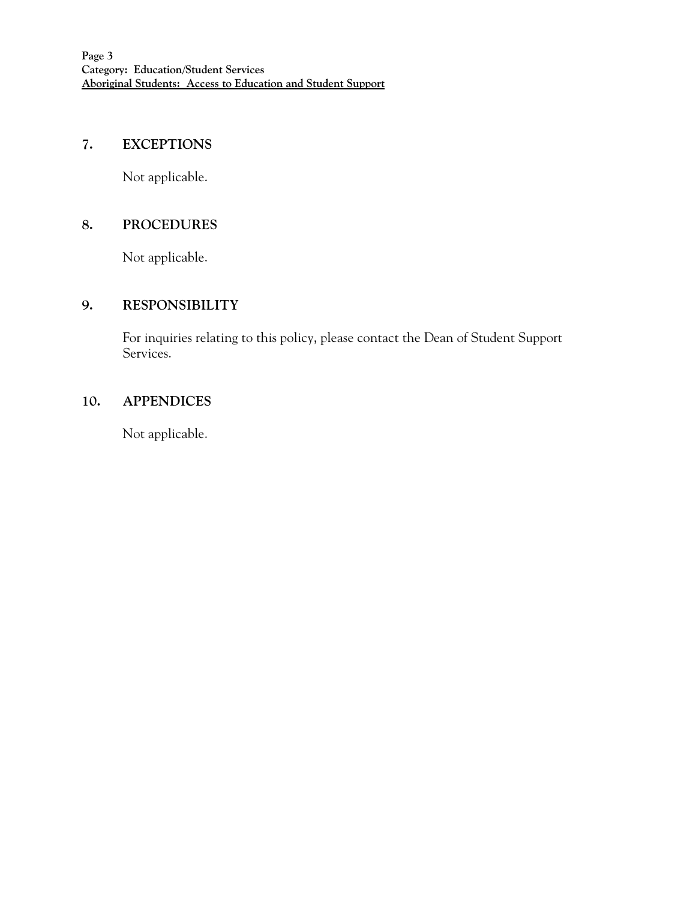## 7. EXCEPTIONS

Not applicable.

## 8. PROCEDURES

Not applicable.

## 9. RESPONSIBILITY

For inquiries relating to this policy, please contact the Dean of Student Support Services.

## 10. APPENDICES

Not applicable.